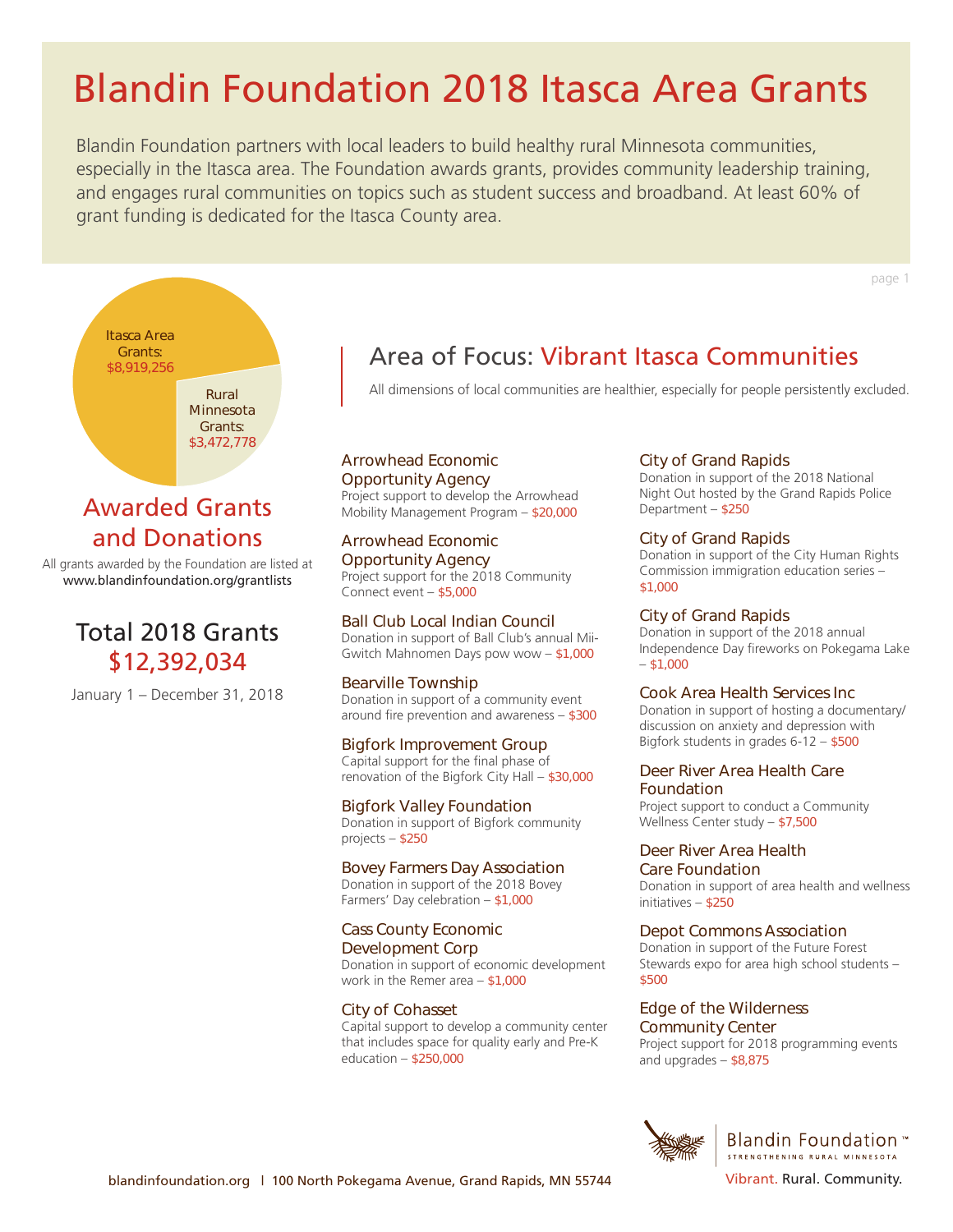# Blandin Foundation 2018 Itasca Area Grants

Blandin Foundation partners with local leaders to build healthy rural Minnesota communities, especially in the Itasca area. The Foundation awards grants, provides community leadership training, and engages rural communities on topics such as student success and broadband. At least 60% of grant funding is dedicated for the Itasca County area.

Itasca Area Grants: $8,919,256

Rural Minnesota Grants: $3,472,778

## Awarded Grants and Donations

All grants awarded by the Foundation are listed at www.blandinfoundation.org/grantlists

### Total 2018 Grants $12,392,034

January 1 – December 31, 2018

## Area of Focus: Vibrant Itasca Communities

All dimensions of local communities are healthier, especially for people persistently excluded.

**Arrowhead Economic Opportunity Agency**
Project support to develop the Arrowhead Mobility Management Program – $20,000

**Arrowhead Economic Opportunity Agency**
Project support for the 2018 Community Connect event – $5,000

**Ball Club Local Indian Council**
Donation in support of Ball Club's annual Mii-Gwitch Mahnomen Days pow wow – $1,000

**Bearville Township**
Donation in support of a community event around fire prevention and awareness – $300

**Bigfork Improvement Group**
Capital support for the final phase of renovation of the Bigfork City Hall – $30,000

**Bigfork Valley Foundation**
Donation in support of Bigfork community projects – $250

**Bovey Farmers Day Association**
Donation in support of the 2018 Bovey Farmers' Day celebration – $1,000

**Cass County Economic Development Corp**
Donation in support of economic development work in the Remer area – $1,000

**City of Cohasset**
Capital support to develop a community center that includes space for quality early and Pre-K education – $250,000

**City of Grand Rapids**
Donation in support of the 2018 National Night Out hosted by the Grand Rapids Police Department – $250

**City of Grand Rapids**
Donation in support of the City Human Rights Commission immigration education series – $1,000

**City of Grand Rapids**
Donation in support of the 2018 annual Independence Day fireworks on Pokegama Lake – $1,000

**Cook Area Health Services Inc**
Donation in support of hosting a documentary/discussion on anxiety and depression with Bigfork students in grades 6-12 – $500

**Deer River Area Health Care Foundation**
Project support to conduct a Community Wellness Center study – $7,500

**Deer River Area Health Care Foundation**
Donation in support of area health and wellness initiatives – $250

**Depot Commons Association**
Donation in support of the Future Forest Stewards expo for area high school students – $500

**Edge of the Wilderness Community Center**
Project support for 2018 programming events and upgrades – $8,875

Blandin Foundation™ STRENGTHENING RURAL MINNESOTA

Vibrant. Rural. Community.

blandinfoundation.org | 100 North Pokegama Avenue, Grand Rapids, MN 55744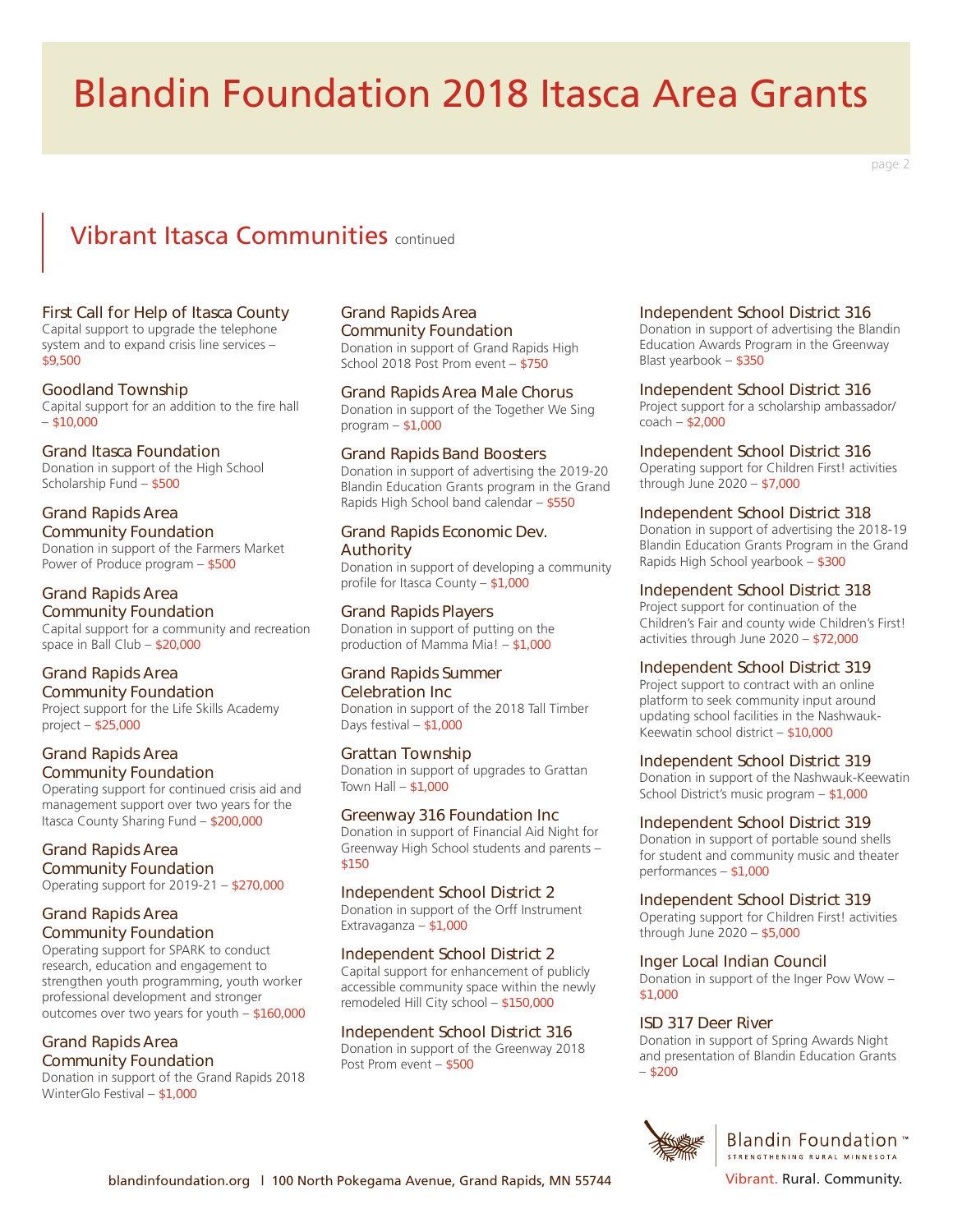# Blandin Foundation 2018 Itasca Area Grants

## Vibrant Itasca Communities continued

### First Call for Help of Itasca County
Capital support to upgrade the telephone system and to expand crisis line services – $9,500

### Goodland Township
Capital support for an addition to the fire hall – $10,000

### Grand Itasca Foundation
Donation in support of the High School Scholarship Fund – $500

### Grand Rapids Area Community Foundation
Donation in support of the Farmers Market Power of Produce program – $500

### Grand Rapids Area Community Foundation
Capital support for a community and recreation space in Ball Club – $20,000

### Grand Rapids Area Community Foundation
Project support for the Life Skills Academy project – $25,000

### Grand Rapids Area Community Foundation
Operating support for continued crisis aid and management support over two years for the Itasca County Sharing Fund – $200,000

### Grand Rapids Area Community Foundation
Operating support for 2019-21 – $270,000

### Grand Rapids Area Community Foundation
Operating support for SPARK to conduct research, education and engagement to strengthen youth programming, youth worker professional development and stronger outcomes over two years for youth – $160,000

### Grand Rapids Area Community Foundation
Donation in support of the Grand Rapids 2018 WinterGlo Festival – $1,000

### Grand Rapids Area Community Foundation
Donation in support of Grand Rapids High School 2018 Post Prom event – $750

### Grand Rapids Area Male Chorus
Donation in support of the Together We Sing program – $1,000

### Grand Rapids Band Boosters
Donation in support of advertising the 2019-20 Blandin Education Grants program in the Grand Rapids High School band calendar – $550

### Grand Rapids Economic Dev. Authority
Donation in support of developing a community profile for Itasca County – $1,000

### Grand Rapids Players
Donation in support of putting on the production of Mamma Mia! – $1,000

### Grand Rapids Summer Celebration Inc
Donation in support of the 2018 Tall Timber Days festival – $1,000

### Grattan Township
Donation in support of upgrades to Grattan Town Hall – $1,000

### Greenway 316 Foundation Inc
Donation in support of Financial Aid Night for Greenway High School students and parents – $150

### Independent School District 2
Donation in support of the Orff Instrument Extravaganza – $1,000

### Independent School District 2
Capital support for enhancement of publicly accessible community space within the newly remodeled Hill City school – $150,000

### Independent School District 316
Donation in support of the Greenway 2018 Post Prom event – $500

### Independent School District 316
Donation in support of advertising the Blandin Education Awards Program in the Greenway Blast yearbook – $350

### Independent School District 316
Project support for a scholarship ambassador/coach – $2,000

### Independent School District 316
Operating support for Children First! activities through June 2020 – $7,000

### Independent School District 318
Donation in support of advertising the 2018-19 Blandin Education Grants Program in the Grand Rapids High School yearbook – $300

### Independent School District 318
Project support for continuation of the Children's Fair and county wide Children's First! activities through June 2020 – $72,000

### Independent School District 319
Project support to contract with an online platform to seek community input around updating school facilities in the Nashwauk-Keewatin school district – $10,000

### Independent School District 319
Donation in support of the Nashwauk-Keewatin School District's music program – $1,000

### Independent School District 319
Donation in support of portable sound shells for student and community music and theater performances – $1,000

### Independent School District 319
Operating support for Children First! activities through June 2020 – $5,000

### Inger Local Indian Council
Donation in support of the Inger Pow Wow – $1,000

### ISD 317 Deer River
Donation in support of Spring Awards Night and presentation of Blandin Education Grants – $200

Blandin Foundation™ STRENGTHENING RURAL MINNESOTA

Vibrant. Rural. Community.

blandinfoundation.org | 100 North Pokegama Avenue, Grand Rapids, MN 55744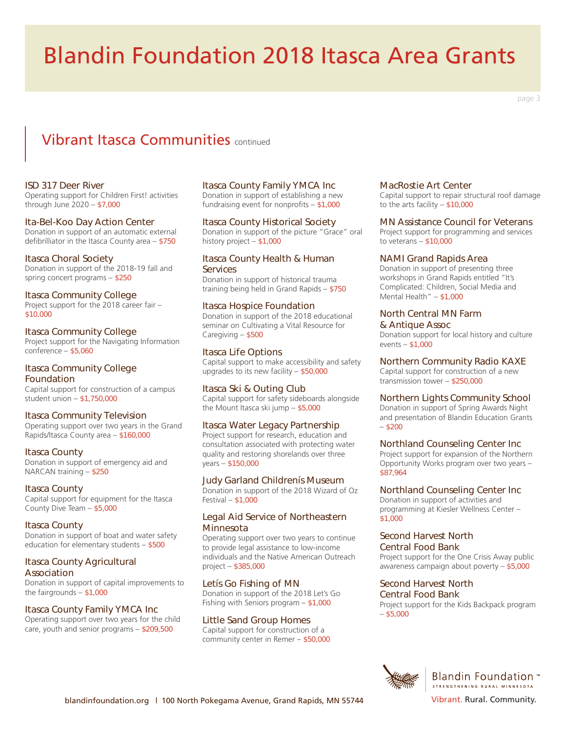// Blandin Foundation 2018 Itasca Area Grants

## Vibrant Itasca Communities continued

**ISD 317 Deer River**
Operating support for Children First! activities through June 2020 – $7,000

**Ita-Bel-Koo Day Action Center**
Donation in support of an automatic external defibrilliator in the Itasca County area – $750

**Itasca Choral Society**
Donation in support of the 2018-19 fall and spring concert programs – $250

**Itasca Community College**
Project support for the 2018 career fair – $10,000

**Itasca Community College**
Project support for the Navigating Information conference – $5,060

**Itasca Community College Foundation**
Capital support for construction of a campus student union – $1,750,000

**Itasca Community Television**
Operating support over two years in the Grand Rapids/Itasca County area – $160,000

**Itasca County**
Donation in support of emergency aid and NARCAN training – $250

**Itasca County**
Capital support for equipment for the Itasca County Dive Team – $5,000

**Itasca County**
Donation in support of boat and water safety education for elementary students – $500

**Itasca County Agricultural Association**
Donation in support of capital improvements to the fairgrounds – $1,000

**Itasca County Family YMCA Inc**
Operating support over two years for the child care, youth and senior programs – $209,500

**Itasca County Family YMCA Inc**
Donation in support of establishing a new fundraising event for nonprofits – $1,000

**Itasca County Historical Society**
Donation in support of the picture "Grace" oral history project – $1,000

**Itasca County Health & Human Services**
Donation in support of historical trauma training being held in Grand Rapids – $750

**Itasca Hospice Foundation**
Donation in support of the 2018 educational seminar on Cultivating a Vital Resource for Caregiving – $500

**Itasca Life Options**
Capital support to make accessibility and safety upgrades to its new facility – $50,000

**Itasca Ski & Outing Club**
Capital support for safety sideboards alongside the Mount Itasca ski jump – $5,000

**Itasca Water Legacy Partnership**
Project support for research, education and consultation associated with protecting water quality and restoring shorelands over three years – $150,000

**Judy Garland Childrenís Museum**
Donation in support of the 2018 Wizard of Oz Festival – $1,000

**Legal Aid Service of Northeastern Minnesota**
Operating support over two years to continue to provide legal assistance to low-income individuals and the Native American Outreach project – $385,000

**Letís Go Fishing of MN**
Donation in support of the 2018 Let's Go Fishing with Seniors program – $1,000

**Little Sand Group Homes**
Capital support for construction of a community center in Remer – $50,000

**MacRostie Art Center**
Capital support to repair structural roof damage to the arts facility – $10,000

**MN Assistance Council for Veterans**
Project support for programming and services to veterans – $10,000

**NAMI Grand Rapids Area**
Donation in support of presenting three workshops in Grand Rapids entitled "It's Complicated: Children, Social Media and Mental Health" – $1,000

**North Central MN Farm & Antique Assoc**
Donation support for local history and culture events – $1,000

**Northern Community Radio KAXE**
Capital support for construction of a new transmission tower – $250,000

**Northern Lights Community School**
Donation in support of Spring Awards Night and presentation of Blandin Education Grants – $200

**Northland Counseling Center Inc**
Project support for expansion of the Northern Opportunity Works program over two years – $87,964

**Northland Counseling Center Inc**
Donation in support of activities and programming at Kiesler Wellness Center – $1,000

**Second Harvest North Central Food Bank**
Project support for the One Crisis Away public awareness campaign about poverty – $5,000

**Second Harvest North Central Food Bank**
Project support for the Kids Backpack program – $5,000

blandinfoundation.org | 100 North Pokegama Avenue, Grand Rapids, MN 55744

Blandin Foundation™ STRENGTHENING RURAL MINNESOTA

Vibrant. Rural. Community.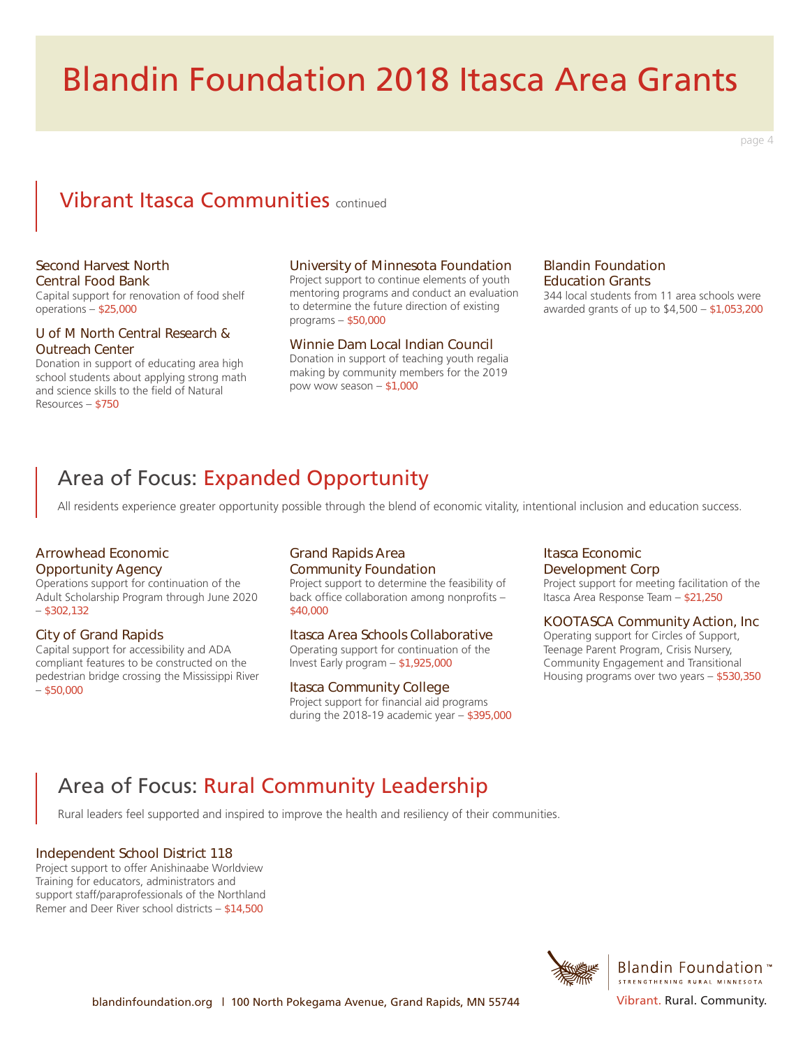# Blandin Foundation 2018 Itasca Area Grants

## Vibrant Itasca Communities continued

### Second Harvest North Central Food Bank
Capital support for renovation of food shelf operations – $25,000

### U of M North Central Research & Outreach Center
Donation in support of educating area high school students about applying strong math and science skills to the field of Natural Resources – $750

### University of Minnesota Foundation
Project support to continue elements of youth mentoring programs and conduct an evaluation to determine the future direction of existing programs – $50,000

### Winnie Dam Local Indian Council
Donation in support of teaching youth regalia making by community members for the 2019 pow wow season – $1,000

### Blandin Foundation Education Grants
344 local students from 11 area schools were awarded grants of up to $4,500 – $1,053,200

## Area of Focus: Expanded Opportunity

All residents experience greater opportunity possible through the blend of economic vitality, intentional inclusion and education success.

### Arrowhead Economic Opportunity Agency
Operations support for continuation of the Adult Scholarship Program through June 2020 – $302,132

### City of Grand Rapids
Capital support for accessibility and ADA compliant features to be constructed on the pedestrian bridge crossing the Mississippi River – $50,000

### Grand Rapids Area Community Foundation
Project support to determine the feasibility of back office collaboration among nonprofits – $40,000

### Itasca Area Schools Collaborative
Operating support for continuation of the Invest Early program – $1,925,000

### Itasca Community College
Project support for financial aid programs during the 2018-19 academic year – $395,000

### Itasca Economic Development Corp
Project support for meeting facilitation of the Itasca Area Response Team – $21,250

### KOOTASCA Community Action, Inc
Operating support for Circles of Support, Teenage Parent Program, Crisis Nursery, Community Engagement and Transitional Housing programs over two years – $530,350

## Area of Focus: Rural Community Leadership

Rural leaders feel supported and inspired to improve the health and resiliency of their communities.

### Independent School District 118
Project support to offer Anishinaabe Worldview Training for educators, administrators and support staff/paraprofessionals of the Northland Remer and Deer River school districts – $14,500

Blandin Foundation™
STRENGTHENING RURAL MINNESOTA

Vibrant. Rural. Community.

blandinfoundation.org | 100 North Pokegama Avenue, Grand Rapids, MN 55744